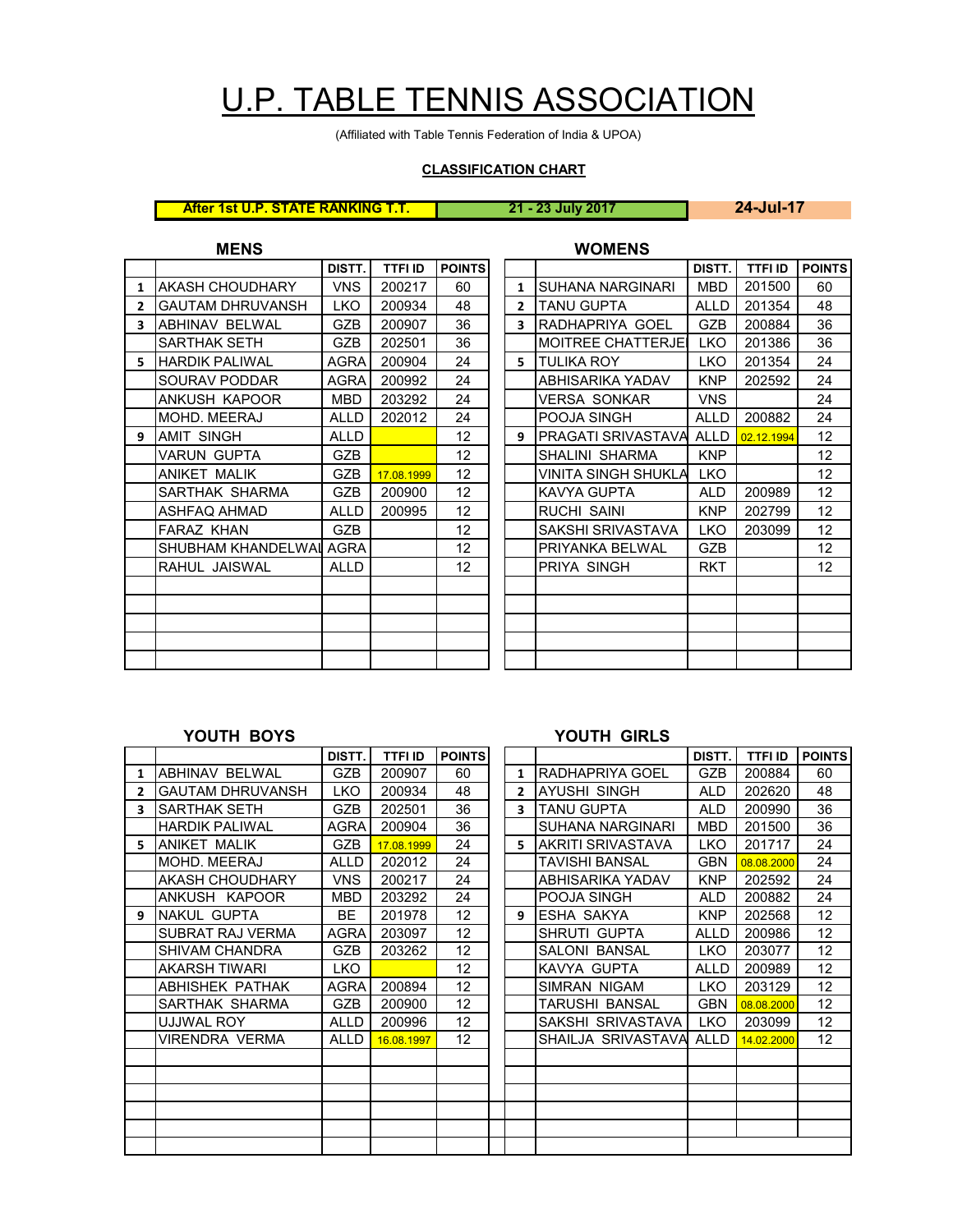# U.P. TABLE TENNIS ASSOCIATION

(Affiliated with Table Tennis Federation of India & UPOA)

**CLASSIFICATION CHART**

| After 1st U.P. STATE RANKING T.T. | 21 - 23 July 2017 | 24-Jul-17 |
|---|---|---|

## MENS

| | | DISTT. | TTFI ID | POINTS |
|---|---|---|---|---|
| 1 | AKASH CHOUDHARY | VNS | 200217 | 60 |
| 2 | GAUTAM DHRUVANSH | LKO | 200934 | 48 |
| 3 | ABHINAV BELWAL | GZB | 200907 | 36 |
| | SARTHAK SETH | GZB | 202501 | 36 |
| 5 | HARDIK PALIWAL | AGRA | 200904 | 24 |
| | SOURAV PODDAR | AGRA | 200992 | 24 |
| | ANKUSH KAPOOR | MBD | 203292 | 24 |
| | MOHD. MEERAJ | ALLD | 202012 | 24 |
| 9 | AMIT SINGH | ALLD | | 12 |
| | VARUN GUPTA | GZB | | 12 |
| | ANIKET MALIK | GZB | 17.08.1999 | 12 |
| | SARTHAK SHARMA | GZB | 200900 | 12 |
| | ASHFAQ AHMAD | ALLD | 200995 | 12 |
| | FARAZ KHAN | GZB | | 12 |
| | SHUBHAM KHANDELWAL | AGRA | | 12 |
| | RAHUL JAISWAL | ALLD | | 12 |

## WOMENS

| | | DISTT. | TTFI ID | POINTS |
|---|---|---|---|---|
| 1 | SUHANA NARGINARI | MBD | 201500 | 60 |
| 2 | TANU GUPTA | ALLD | 201354 | 48 |
| 3 | RADHAPRIYA GOEL | GZB | 200884 | 36 |
| | MOITREE CHATTERJEE | LKO | 201386 | 36 |
| 5 | TULIKA ROY | LKO | 201354 | 24 |
| | ABHISARIKA YADAV | KNP | 202592 | 24 |
| | VERSA SONKAR | VNS | | 24 |
| | POOJA SINGH | ALLD | 200882 | 24 |
| 9 | PRAGATI SRIVASTAVA | ALLD | 02.12.1994 | 12 |
| | SHALINI SHARMA | KNP | | 12 |
| | VINITA SINGH SHUKLA | LKO | | 12 |
| | KAVYA GUPTA | ALD | 200989 | 12 |
| | RUCHI SAINI | KNP | 202799 | 12 |
| | SAKSHI SRIVASTAVA | LKO | 203099 | 12 |
| | PRIYANKA BELWAL | GZB | | 12 |
| | PRIYA SINGH | RKT | | 12 |

## YOUTH BOYS

| | | DISTT. | TTFI ID | POINTS |
|---|---|---|---|---|
| 1 | ABHINAV BELWAL | GZB | 200907 | 60 |
| 2 | GAUTAM DHRUVANSH | LKO | 200934 | 48 |
| 3 | SARTHAK SETH | GZB | 202501 | 36 |
| | HARDIK PALIWAL | AGRA | 200904 | 36 |
| 5 | ANIKET MALIK | GZB | 17.08.1999 | 24 |
| | MOHD. MEERAJ | ALLD | 202012 | 24 |
| | AKASH CHOUDHARY | VNS | 200217 | 24 |
| | ANKUSH KAPOOR | MBD | 203292 | 24 |
| 9 | NAKUL GUPTA | BE | 201978 | 12 |
| | SUBRAT RAJ VERMA | AGRA | 203097 | 12 |
| | SHIVAM CHANDRA | GZB | 203262 | 12 |
| | AKARSH TIWARI | LKO | | 12 |
| | ABHISHEK PATHAK | AGRA | 200894 | 12 |
| | SARTHAK SHARMA | GZB | 200900 | 12 |
| | UJJWAL ROY | ALLD | 200996 | 12 |
| | VIRENDRA VERMA | ALLD | 16.08.1997 | 12 |

## YOUTH GIRLS

| | | DISTT. | TTFI ID | POINTS |
|---|---|---|---|---|
| 1 | RADHAPRIYA GOEL | GZB | 200884 | 60 |
| 2 | AYUSHI SINGH | ALD | 202620 | 48 |
| 3 | TANU GUPTA | ALD | 200990 | 36 |
| | SUHANA NARGINARI | MBD | 201500 | 36 |
| 5 | AKRITI SRIVASTAVA | LKO | 201717 | 24 |
| | TAVISHI BANSAL | GBN | 08.08.2000 | 24 |
| | ABHISARIKA YADAV | KNP | 202592 | 24 |
| | POOJA SINGH | ALD | 200882 | 24 |
| 9 | ESHA SAKYA | KNP | 202568 | 12 |
| | SHRUTI GUPTA | ALLD | 200986 | 12 |
| | SALONI BANSAL | LKO | 203077 | 12 |
| | KAVYA GUPTA | ALLD | 200989 | 12 |
| | SIMRAN NIGAM | LKO | 203129 | 12 |
| | TARUSHI BANSAL | GBN | 08.08.2000 | 12 |
| | SAKSHI SRIVASTAVA | LKO | 203099 | 12 |
| | SHAILJA SRIVASTAVA | ALLD | 14.02.2000 | 12 |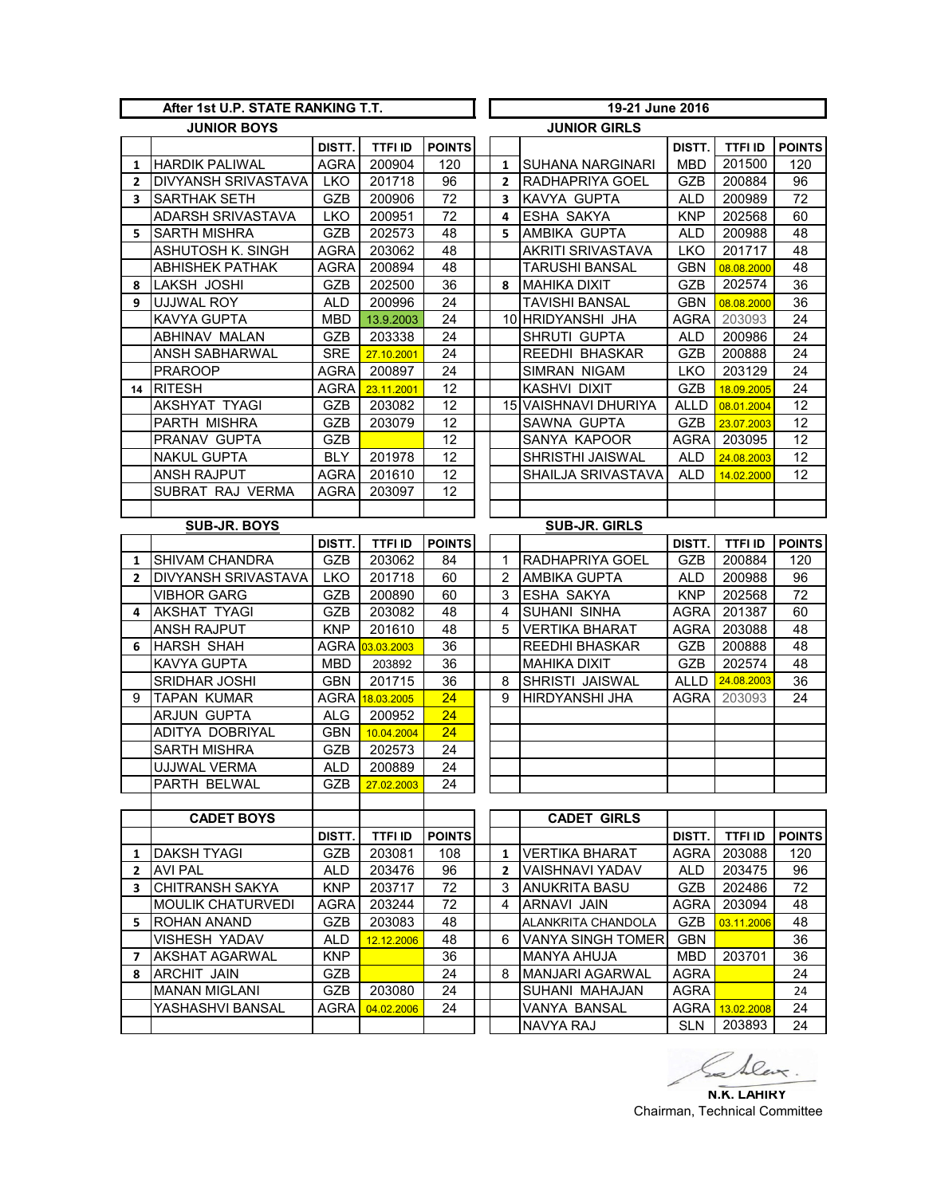**After 1st U.P. STATE RANKING T.T.** | **19-21 June 2016**

**JUNIOR BOYS**

| | | DISTT. | TTFI ID | POINTS |
|---|---|---|---|---|
| 1 | HARDIK PALIWAL | AGRA | 200904 | 120 |
| 2 | DIVYANSH SRIVASTAVA | LKO | 201718 | 96 |
| 3 | SARTHAK SETH | GZB | 200906 | 72 |
| | ADARSH SRIVASTAVA | LKO | 200951 | 72 |
| 5 | SARTH MISHRA | GZB | 202573 | 48 |
| | ASHUTOSH K. SINGH | AGRA | 203062 | 48 |
| | ABHISHEK PATHAK | AGRA | 200894 | 48 |
| 8 | LAKSH JOSHI | GZB | 202500 | 36 |
| 9 | UJJWAL ROY | ALD | 200996 | 24 |
| | KAVYA GUPTA | MBD | 13.9.2003 | 24 |
| | ABHINAV MALAN | GZB | 203338 | 24 |
| | ANSH SABHARWAL | SRE | 27.10.2001 | 24 |
| | PRAROOP | AGRA | 200897 | 24 |
| 14 | RITESH | AGRA | 23.11.2001 | 12 |
| | AKSHYAT TYAGI | GZB | 203082 | 12 |
| | PARTH MISHRA | GZB | 203079 | 12 |
| | PRANAV GUPTA | GZB | | 12 |
| | NAKUL GUPTA | BLY | 201978 | 12 |
| | ANSH RAJPUT | AGRA | 201610 | 12 |
| | SUBRAT RAJ VERMA | AGRA | 203097 | 12 |

**JUNIOR GIRLS**

| | | DISTT. | TTFI ID | POINTS |
|---|---|---|---|---|
| 1 | SUHANA NARGINARI | MBD | 201500 | 120 |
| 2 | RADHAPRIYA GOEL | GZB | 200884 | 96 |
| 3 | KAVYA GUPTA | ALD | 200989 | 72 |
| 4 | ESHA SAKYA | KNP | 202568 | 60 |
| 5 | AMBIKA GUPTA | ALD | 200988 | 48 |
| | AKRITI SRIVASTAVA | LKO | 201717 | 48 |
| | TARUSHI BANSAL | GBN | 08.08.2000 | 48 |
| 8 | MAHIKA DIXIT | GZB | 202574 | 36 |
| | TAVISHI BANSAL | GBN | 08.08.2000 | 36 |
| 10 | HRIDYANSHI JHA | AGRA | 203093 | 24 |
| | SHRUTI GUPTA | ALD | 200986 | 24 |
| | REEDHI BHASKAR | GZB | 200888 | 24 |
| | SIMRAN NIGAM | LKO | 203129 | 24 |
| | KASHVI DIXIT | GZB | 18.09.2005 | 24 |
| 15 | VAISHNAVI DHURIYA | ALLD | 08.01.2004 | 12 |
| | SAWNA GUPTA | GZB | 23.07.2003 | 12 |
| | SANYA KAPOOR | AGRA | 203095 | 12 |
| | SHRISTHI JAISWAL | ALD | 24.08.2003 | 12 |
| | SHAILJA SRIVASTAVA | ALD | 14.02.2000 | 12 |

**SUB-JR. BOYS**

| | | DISTT. | TTFI ID | POINTS |
|---|---|---|---|---|
| 1 | SHIVAM CHANDRA | GZB | 203062 | 84 |
| 2 | DIVYANSH SRIVASTAVA | LKO | 201718 | 60 |
| | VIBHOR GARG | GZB | 200890 | 60 |
| 4 | AKSHAT TYAGI | GZB | 203082 | 48 |
| | ANSH RAJPUT | KNP | 201610 | 48 |
| 6 | HARSH SHAH | AGRA | 03.03.2003 | 36 |
| | KAVYA GUPTA | MBD | 203892 | 36 |
| | SRIDHAR JOSHI | GBN | 201715 | 36 |
| 9 | TAPAN KUMAR | AGRA | 18.03.2005 | 24 |
| | ARJUN GUPTA | ALG | 200952 | 24 |
| | ADITYA DOBRIYAL | GBN | 10.04.2004 | 24 |
| | SARTH MISHRA | GZB | 202573 | 24 |
| | UJJWAL VERMA | ALD | 200889 | 24 |
| | PARTH BELWAL | GZB | 27.02.2003 | 24 |

**SUB-JR. GIRLS**

| | | DISTT. | TTFI ID | POINTS |
|---|---|---|---|---|
| 1 | RADHAPRIYA GOEL | GZB | 200884 | 120 |
| 2 | AMBIKA GUPTA | ALD | 200988 | 96 |
| 3 | ESHA SAKYA | KNP | 202568 | 72 |
| 4 | SUHANI SINHA | AGRA | 201387 | 60 |
| 5 | VERTIKA BHARAT | AGRA | 203088 | 48 |
| | REEDHI BHASKAR | GZB | 200888 | 48 |
| | MAHIKA DIXIT | GZB | 202574 | 48 |
| 8 | SHRISTI JAISWAL | ALLD | 24.08.2003 | 36 |
| 9 | HIRDYANSHI JHA | AGRA | 203093 | 24 |

**CADET BOYS**

| | | DISTT. | TTFI ID | POINTS |
|---|---|---|---|---|
| 1 | DAKSH TYAGI | GZB | 203081 | 108 |
| 2 | AVI PAL | ALD | 203476 | 96 |
| 3 | CHITRANSH SAKYA | KNP | 203717 | 72 |
| | MOULIK CHATURVEDI | AGRA | 203244 | 72 |
| 5 | ROHAN ANAND | GZB | 203083 | 48 |
| | VISHESH YADAV | ALD | 12.12.2006 | 48 |
| 7 | AKSHAT AGARWAL | KNP | | 36 |
| 8 | ARCHIT JAIN | GZB | | 24 |
| | MANAN MIGLANI | GZB | 203080 | 24 |
| | YASHASHVI BANSAL | AGRA | 04.02.2006 | 24 |

**CADET GIRLS**

| | | DISTT. | TTFI ID | POINTS |
|---|---|---|---|---|
| 1 | VERTIKA BHARAT | AGRA | 203088 | 120 |
| 2 | VAISHNAVI YADAV | ALD | 203475 | 96 |
| 3 | ANUKRITA BASU | GZB | 202486 | 72 |
| 4 | ARNAVI JAIN | AGRA | 203094 | 48 |
| | ALANKRITA CHANDOLA | GZB | 03.11.2006 | 48 |
| 6 | VANYA SINGH TOMER | GBN | | 36 |
| | MANYA AHUJA | MBD | 203701 | 36 |
| 8 | MANJARI AGARWAL | AGRA | | 24 |
| | SUHANI MAHAJAN | AGRA | | 24 |
| | VANYA BANSAL | AGRA | 13.02.2008 | 24 |
| | NAVYA RAJ | SLN | 203893 | 24 |

**N.K. LAHIRY**
Chairman, Technical Committee